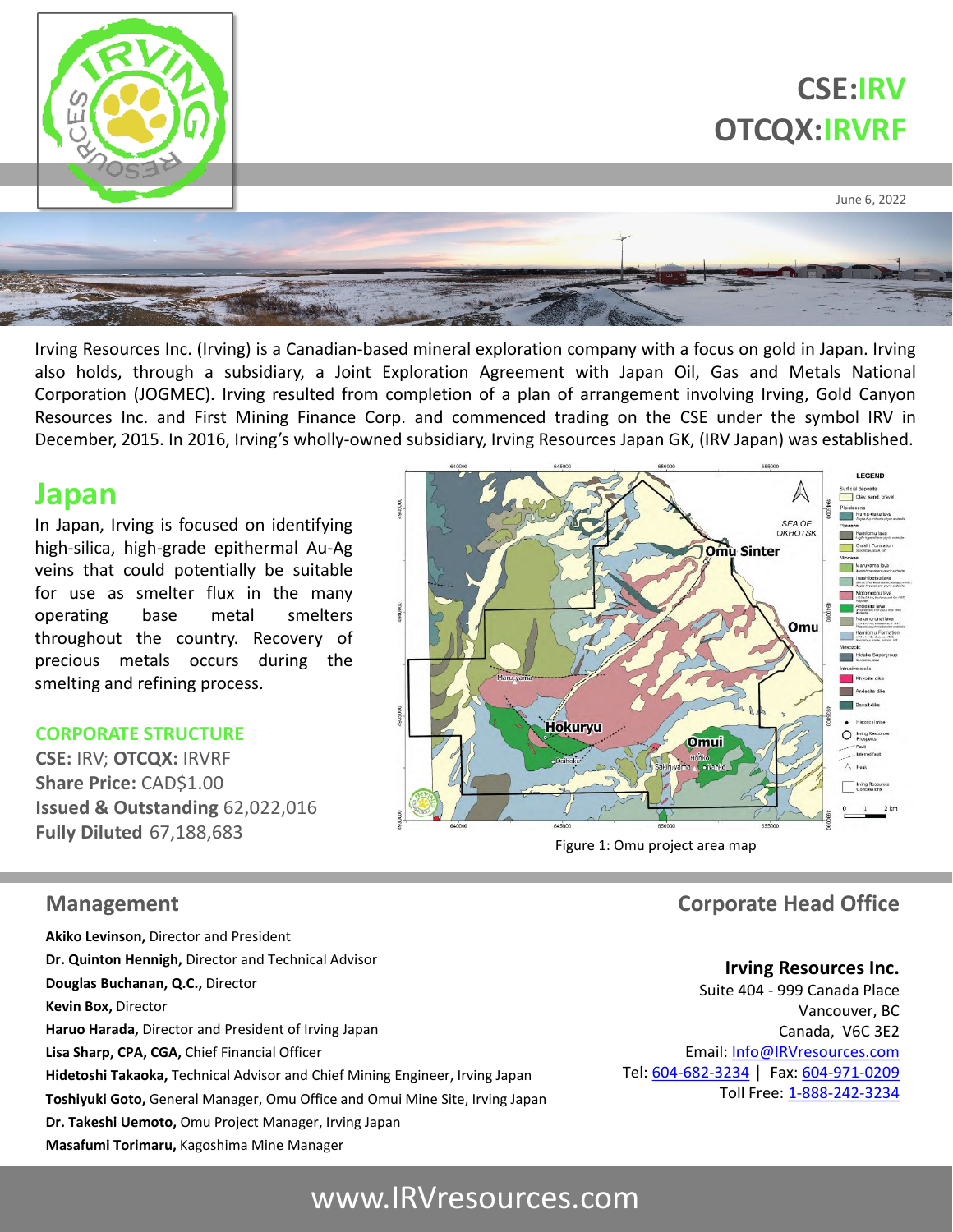# CSE:IRV
# OTCQX:IRVRF

June 6, 2022

Irving Resources Inc. (Irving) is a Canadian-based mineral exploration company with a focus on gold in Japan. Irving also holds, through a subsidiary, a Joint Exploration Agreement with Japan Oil, Gas and Metals National Corporation (JOGMEC). Irving resulted from completion of a plan of arrangement involving Irving, Gold Canyon Resources Inc. and First Mining Finance Corp. and commenced trading on the CSE under the symbol IRV in December, 2015. In 2016, Irving's wholly-owned subsidiary, Irving Resources Japan GK, (IRV Japan) was established.

## Japan

In Japan, Irving is focused on identifying high-silica, high-grade epithermal Au-Ag veins that could potentially be suitable for use as smelter flux in the many operating base metal smelters throughout the country. Recovery of precious metals occurs during the smelting and refining process.

### CORPORATE STRUCTURE

**CSE:** IRV; **OTCQX:** IRVRF
**Share Price:** CAD$1.00
**Issued & Outstanding** 62,022,016
**Fully Diluted** 67,188,683

Figure 1: Omu project area map

## Management

**Akiko Levinson,** Director and President
**Dr. Quinton Hennigh,** Director and Technical Advisor
**Douglas Buchanan, Q.C.,** Director
**Kevin Box,** Director
**Haruo Harada,** Director and President of Irving Japan
**Lisa Sharp, CPA, CGA,** Chief Financial Officer
**Hidetoshi Takaoka,** Technical Advisor and Chief Mining Engineer, Irving Japan
**Toshiyuki Goto,** General Manager, Omu Office and Omui Mine Site, Irving Japan
**Dr. Takeshi Uemoto,** Omu Project Manager, Irving Japan
**Masafumi Torimaru,** Kagoshima Mine Manager

## Corporate Head Office

**Irving Resources Inc.**
Suite 404 - 999 Canada Place
Vancouver, BC
Canada, V6C 3E2
Email: Info@IRVresources.com
Tel: 604-682-3234 | Fax: 604-971-0209
Toll Free: 1-888-242-3234

www.IRVresources.com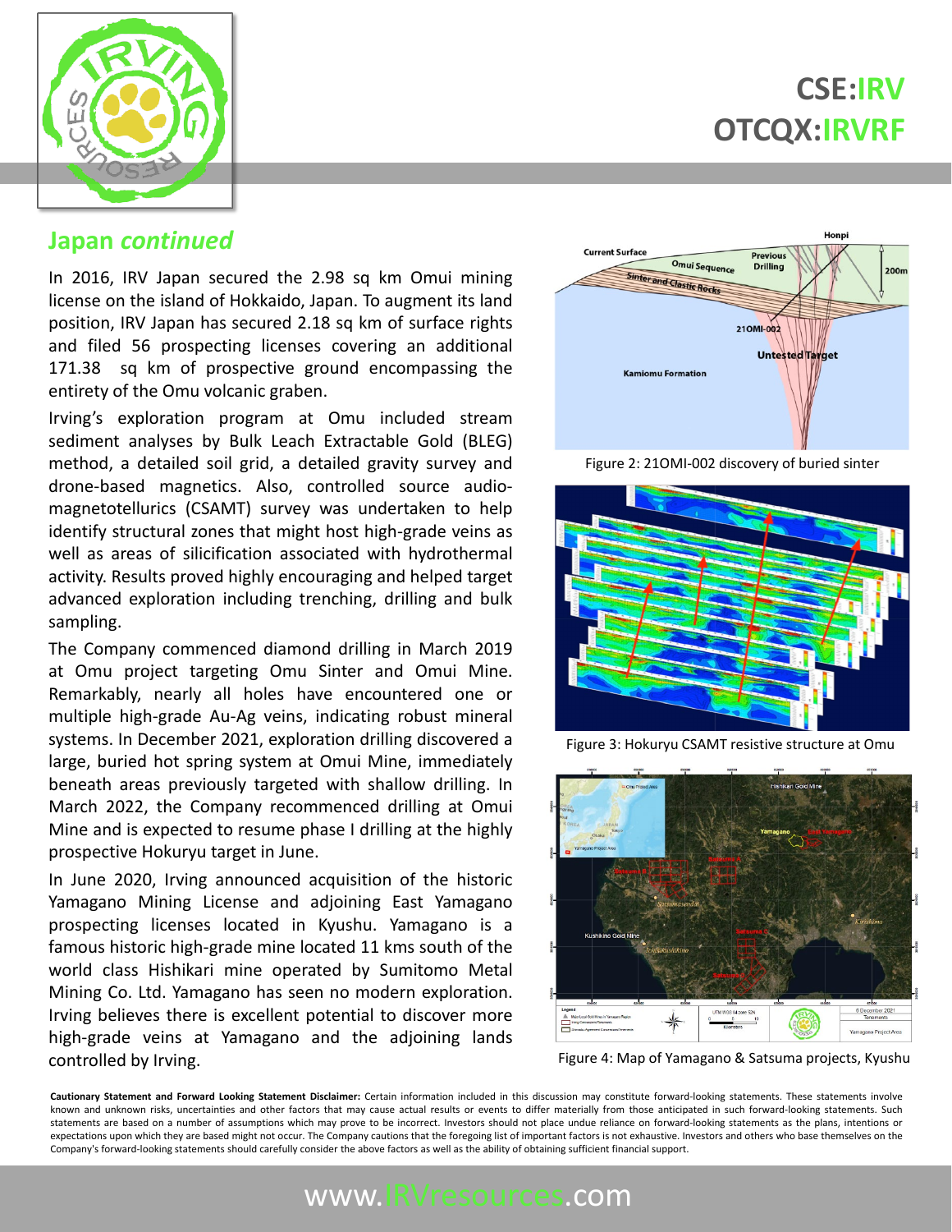## Japan *continued*

In 2016, IRV Japan secured the 2.98 sq km Omui mining license on the island of Hokkaido, Japan. To augment its land position, IRV Japan has secured 2.18 sq km of surface rights and filed 56 prospecting licenses covering an additional 171.38 sq km of prospective ground encompassing the entirety of the Omu volcanic graben.

Irving's exploration program at Omu included stream sediment analyses by Bulk Leach Extractable Gold (BLEG) method, a detailed soil grid, a detailed gravity survey and drone-based magnetics. Also, controlled source audio-magnetotellurics (CSAMT) survey was undertaken to help identify structural zones that might host high-grade veins as well as areas of silicification associated with hydrothermal activity. Results proved highly encouraging and helped target advanced exploration including trenching, drilling and bulk sampling.

The Company commenced diamond drilling in March 2019 at Omu project targeting Omu Sinter and Omui Mine. Remarkably, nearly all holes have encountered one or multiple high-grade Au-Ag veins, indicating robust mineral systems. In December 2021, exploration drilling discovered a large, buried hot spring system at Omui Mine, immediately beneath areas previously targeted with shallow drilling. In March 2022, the Company recommenced drilling at Omui Mine and is expected to resume phase I drilling at the highly prospective Hokuryu target in June.

In June 2020, Irving announced acquisition of the historic Yamagano Mining License and adjoining East Yamagano prospecting licenses located in Kyushu. Yamagano is a famous historic high-grade mine located 11 kms south of the world class Hishikari mine operated by Sumitomo Metal Mining Co. Ltd. Yamagano has seen no modern exploration. Irving believes there is excellent potential to discover more high-grade veins at Yamagano and the adjoining lands controlled by Irving.

Current Surface
Omui Sequence
Previous Drilling
Honpi
200m
Sinter and Clastic Rocks
21OMI-002
Untested Target
Kamiomu Formation

Figure 2: 21OMI-002 discovery of buried sinter

Figure 3: Hokuryu CSAMT resistive structure at Omu

Figure 4: Map of Yamagano & Satsuma projects, Kyushu

**Cautionary Statement and Forward Looking Statement Disclaimer:** Certain information included in this discussion may constitute forward-looking statements. These statements involve known and unknown risks, uncertainties and other factors that may cause actual results or events to differ materially from those anticipated in such forward-looking statements. Such statements are based on a number of assumptions which may prove to be incorrect. Investors should not place undue reliance on forward-looking statements as the plans, intentions or expectations upon which they are based might not occur. The Company cautions that the foregoing list of important factors is not exhaustive. Investors and others who base themselves on the Company's forward-looking statements should carefully consider the above factors as well as the ability of obtaining sufficient financial support.

www.IRVresources.com